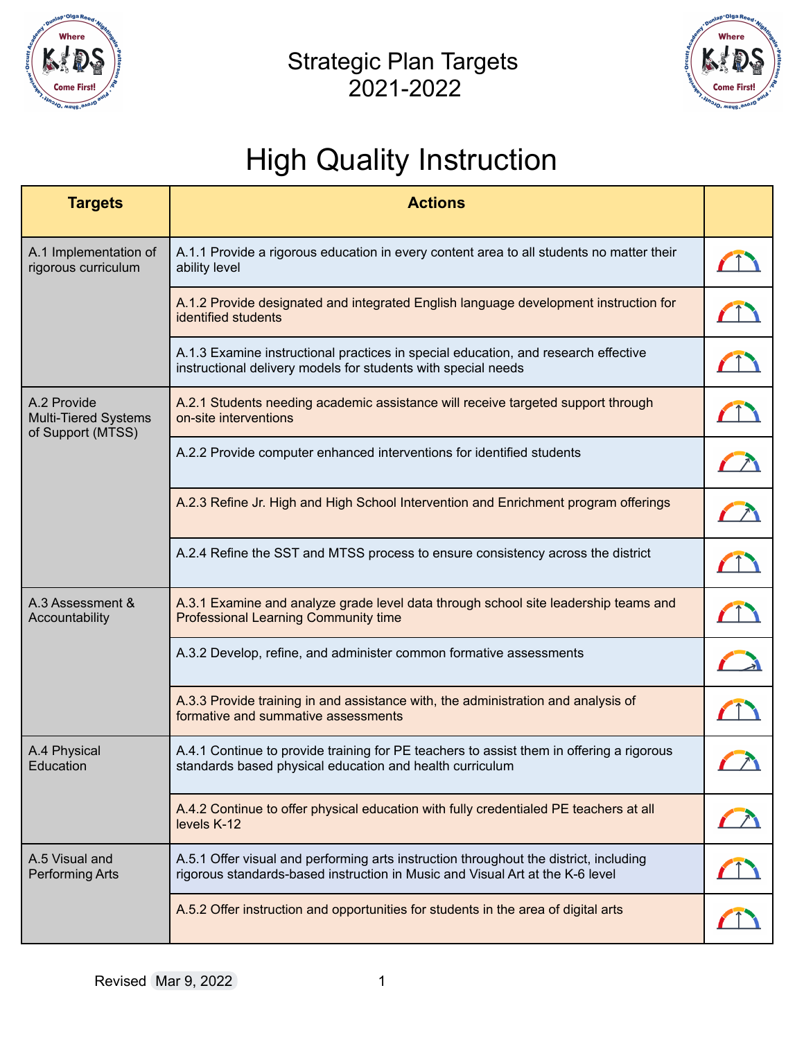# Strategic Plan Targets 2021-2022

## High Quality Instruction

| Targets | Actions | |
|---|---|---|
| A.1 Implementation of rigorous curriculum | A.1.1 Provide a rigorous education in every content area to all students no matter their ability level | |
| | A.1.2 Provide designated and integrated English language development instruction for identified students | |
| | A.1.3 Examine instructional practices in special education, and research effective instructional delivery models for students with special needs | |
| A.2 Provide Multi-Tiered Systems of Support (MTSS) | A.2.1 Students needing academic assistance will receive targeted support through on-site interventions | |
| | A.2.2 Provide computer enhanced interventions for identified students | |
| | A.2.3 Refine Jr. High and High School Intervention and Enrichment program offerings | |
| | A.2.4 Refine the SST and MTSS process to ensure consistency across the district | |
| A.3 Assessment & Accountability | A.3.1 Examine and analyze grade level data through school site leadership teams and Professional Learning Community time | |
| | A.3.2 Develop, refine, and administer common formative assessments | |
| | A.3.3 Provide training in and assistance with, the administration and analysis of formative and summative assessments | |
| A.4 Physical Education | A.4.1 Continue to provide training for PE teachers to assist them in offering a rigorous standards based physical education and health curriculum | |
| | A.4.2 Continue to offer physical education with fully credentialed PE teachers at all levels K-12 | |
| A.5 Visual and Performing Arts | A.5.1 Offer visual and performing arts instruction throughout the district, including rigorous standards-based instruction in Music and Visual Art at the K-6 level | |
| | A.5.2 Offer instruction and opportunities for students in the area of digital arts | |

Revised Mar 9, 2022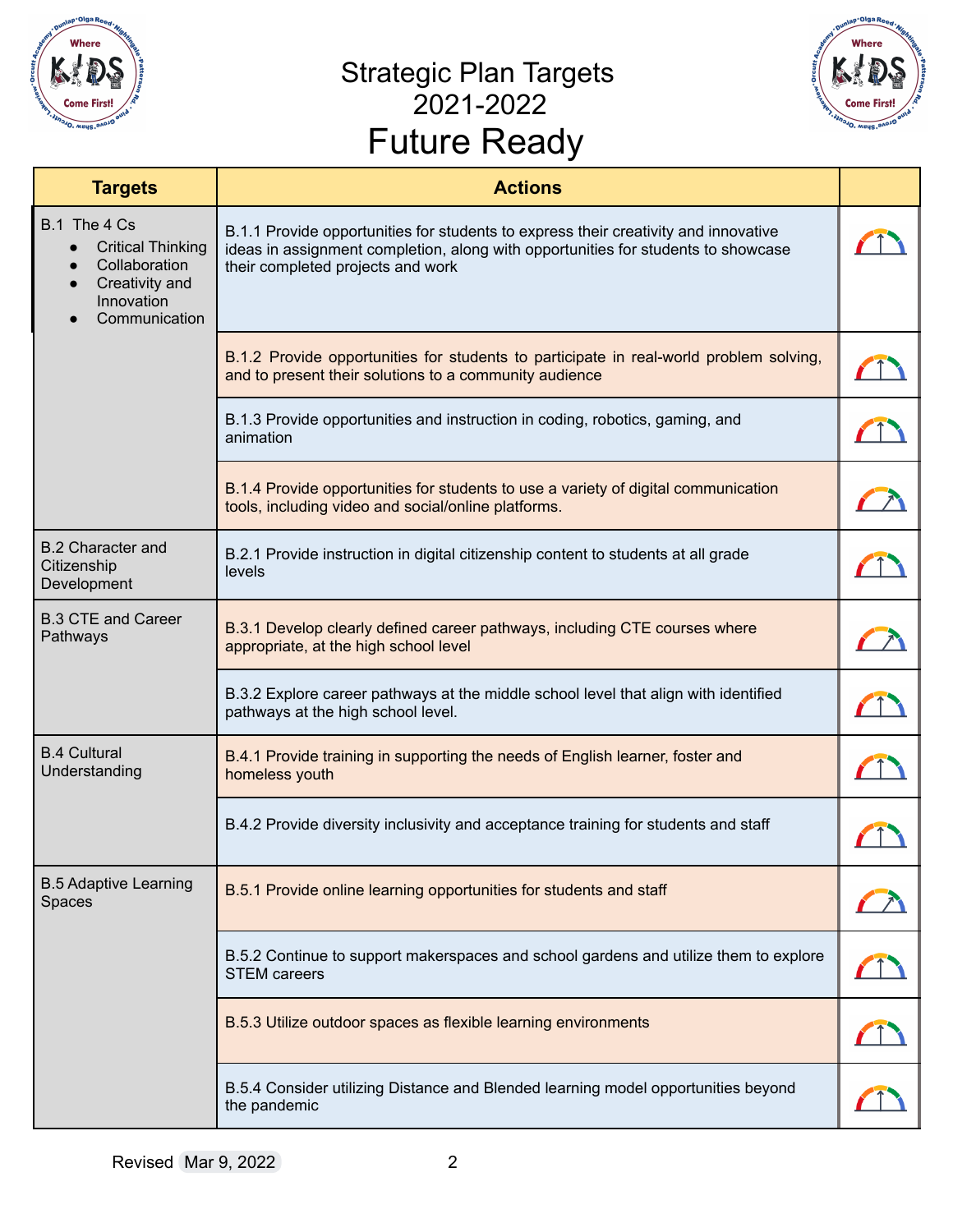# Strategic Plan Targets 2021-2022

# Future Ready

| Targets | Actions | |
|---|---|---|
| B.1 The 4 Cs<br>• Critical Thinking<br>• Collaboration<br>• Creativity and Innovation<br>• Communication | B.1.1 Provide opportunities for students to express their creativity and innovative ideas in assignment completion, along with opportunities for students to showcase their completed projects and work | |
| | B.1.2 Provide opportunities for students to participate in real-world problem solving, and to present their solutions to a community audience | |
| | B.1.3 Provide opportunities and instruction in coding, robotics, gaming, and animation | |
| | B.1.4 Provide opportunities for students to use a variety of digital communication tools, including video and social/online platforms. | |
| B.2 Character and Citizenship Development | B.2.1 Provide instruction in digital citizenship content to students at all grade levels | |
| B.3 CTE and Career Pathways | B.3.1 Develop clearly defined career pathways, including CTE courses where appropriate, at the high school level | |
| | B.3.2 Explore career pathways at the middle school level that align with identified pathways at the high school level. | |
| B.4 Cultural Understanding | B.4.1 Provide training in supporting the needs of English learner, foster and homeless youth | |
| | B.4.2 Provide diversity inclusivity and acceptance training for students and staff | |
| B.5 Adaptive Learning Spaces | B.5.1 Provide online learning opportunities for students and staff | |
| | B.5.2 Continue to support makerspaces and school gardens and utilize them to explore STEM careers | |
| | B.5.3 Utilize outdoor spaces as flexible learning environments | |
| | B.5.4 Consider utilizing Distance and Blended learning model opportunities beyond the pandemic | |

Revised Mar 9, 2022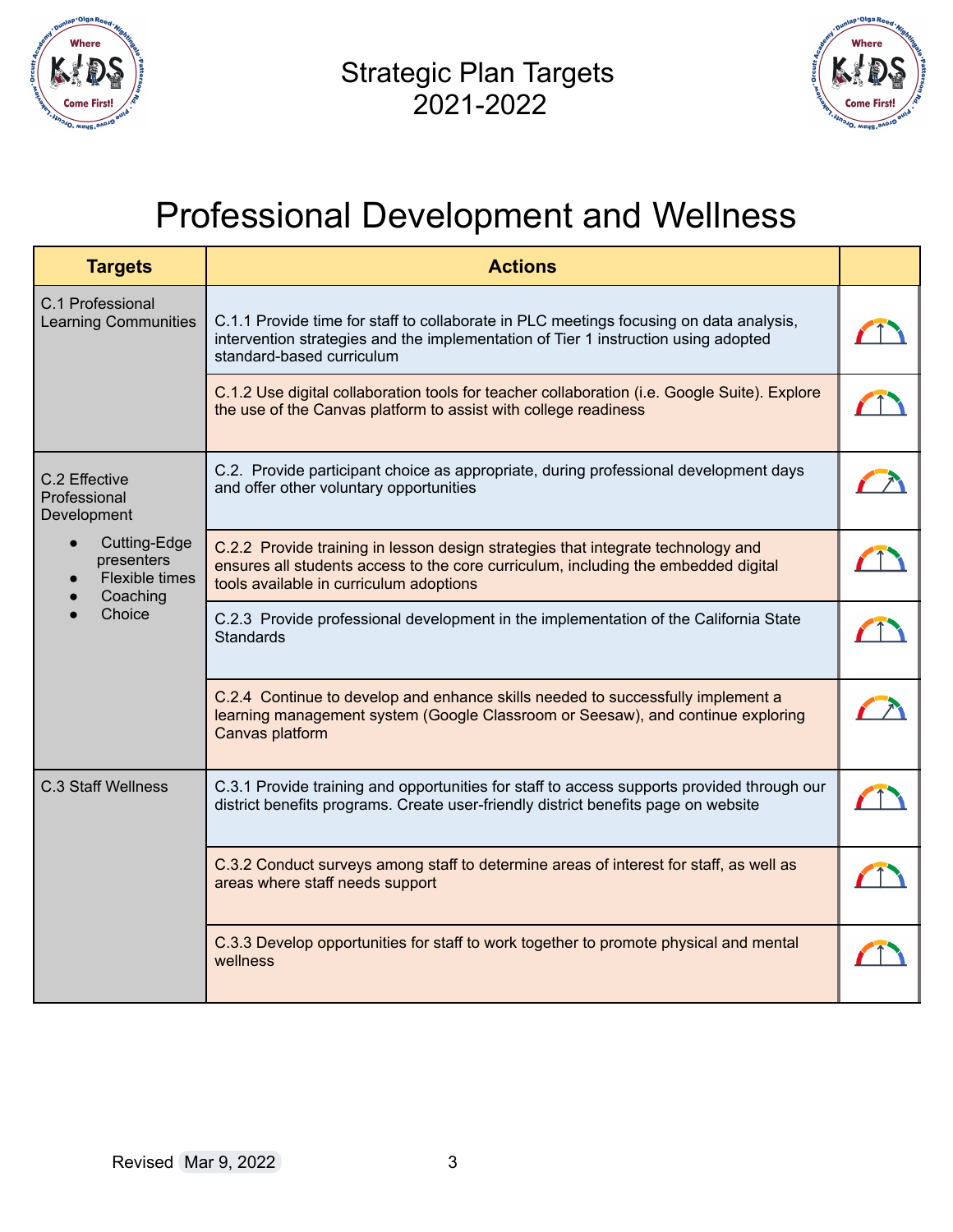Strategic Plan Targets
2021-2022

# Professional Development and Wellness

| Targets | Actions | |
|---|---|---|
| C.1 Professional Learning Communities | C.1.1 Provide time for staff to collaborate in PLC meetings focusing on data analysis, intervention strategies and the implementation of Tier 1 instruction using adopted standard-based curriculum | |
| | C.1.2 Use digital collaboration tools for teacher collaboration (i.e. Google Suite). Explore the use of the Canvas platform to assist with college readiness | |
| C.2 Effective Professional Development<br>• Cutting-Edge presenters<br>• Flexible times<br>• Coaching<br>• Choice | C.2. Provide participant choice as appropriate, during professional development days and offer other voluntary opportunities | |
| | C.2.2 Provide training in lesson design strategies that integrate technology and ensures all students access to the core curriculum, including the embedded digital tools available in curriculum adoptions | |
| | C.2.3 Provide professional development in the implementation of the California State Standards | |
| | C.2.4 Continue to develop and enhance skills needed to successfully implement a learning management system (Google Classroom or Seesaw), and continue exploring Canvas platform | |
| C.3 Staff Wellness | C.3.1 Provide training and opportunities for staff to access supports provided through our district benefits programs. Create user-friendly district benefits page on website | |
| | C.3.2 Conduct surveys among staff to determine areas of interest for staff, as well as areas where staff needs support | |
| | C.3.3 Develop opportunities for staff to work together to promote physical and mental wellness | |

Revised Mar 9, 2022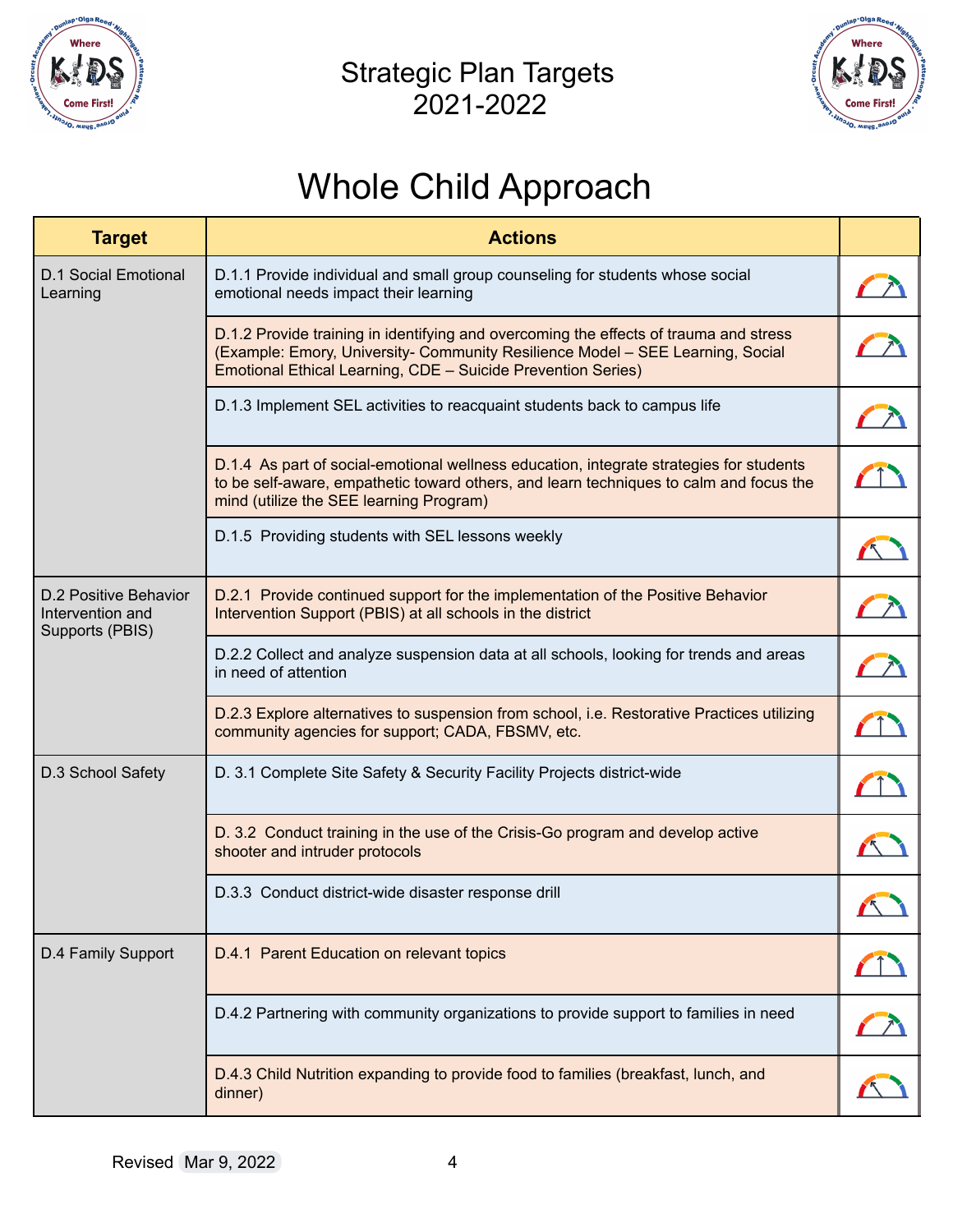# Strategic Plan Targets
# 2021-2022

## Whole Child Approach

| Target | Actions | |
|---|---|---|
| D.1 Social Emotional Learning | D.1.1 Provide individual and small group counseling for students whose social emotional needs impact their learning | |
| | D.1.2 Provide training in identifying and overcoming the effects of trauma and stress (Example: Emory, University- Community Resilience Model – SEE Learning, Social Emotional Ethical Learning, CDE – Suicide Prevention Series) | |
| | D.1.3 Implement SEL activities to reacquaint students back to campus life | |
| | D.1.4 As part of social-emotional wellness education, integrate strategies for students to be self-aware, empathetic toward others, and learn techniques to calm and focus the mind (utilize the SEE learning Program) | |
| | D.1.5 Providing students with SEL lessons weekly | |
| D.2 Positive Behavior Intervention and Supports (PBIS) | D.2.1 Provide continued support for the implementation of the Positive Behavior Intervention Support (PBIS) at all schools in the district | |
| | D.2.2 Collect and analyze suspension data at all schools, looking for trends and areas in need of attention | |
| | D.2.3 Explore alternatives to suspension from school, i.e. Restorative Practices utilizing community agencies for support; CADA, FBSMV, etc. | |
| D.3 School Safety | D. 3.1 Complete Site Safety & Security Facility Projects district-wide | |
| | D. 3.2 Conduct training in the use of the Crisis-Go program and develop active shooter and intruder protocols | |
| | D.3.3 Conduct district-wide disaster response drill | |
| D.4 Family Support | D.4.1 Parent Education on relevant topics | |
| | D.4.2 Partnering with community organizations to provide support to families in need | |
| | D.4.3 Child Nutrition expanding to provide food to families (breakfast, lunch, and dinner) | |

Revised Mar 9, 2022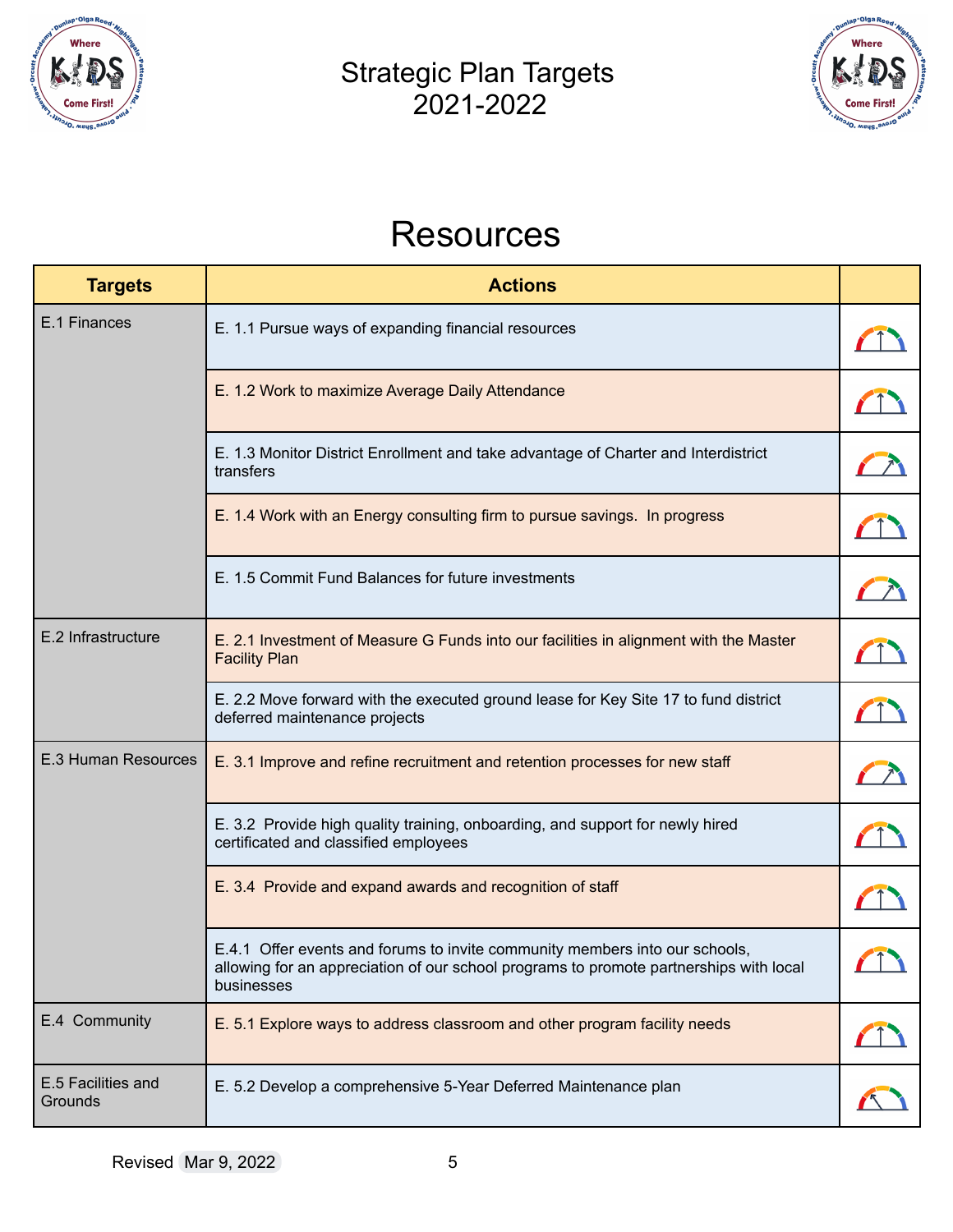# Strategic Plan Targets 2021-2022

## Resources

| Targets | Actions | |
|---|---|---|
| E.1 Finances | E. 1.1 Pursue ways of expanding financial resources | |
| | E. 1.2 Work to maximize Average Daily Attendance | |
| | E. 1.3 Monitor District Enrollment and take advantage of Charter and Interdistrict transfers | |
| | E. 1.4 Work with an Energy consulting firm to pursue savings. In progress | |
| | E. 1.5 Commit Fund Balances for future investments | |
| E.2 Infrastructure | E. 2.1 Investment of Measure G Funds into our facilities in alignment with the Master Facility Plan | |
| | E. 2.2 Move forward with the executed ground lease for Key Site 17 to fund district deferred maintenance projects | |
| E.3 Human Resources | E. 3.1 Improve and refine recruitment and retention processes for new staff | |
| | E. 3.2 Provide high quality training, onboarding, and support for newly hired certificated and classified employees | |
| | E. 3.4 Provide and expand awards and recognition of staff | |
| | E.4.1 Offer events and forums to invite community members into our schools, allowing for an appreciation of our school programs to promote partnerships with local businesses | |
| E.4 Community | E. 5.1 Explore ways to address classroom and other program facility needs | |
| E.5 Facilities and Grounds | E. 5.2 Develop a comprehensive 5-Year Deferred Maintenance plan | |

Revised Mar 9, 2022